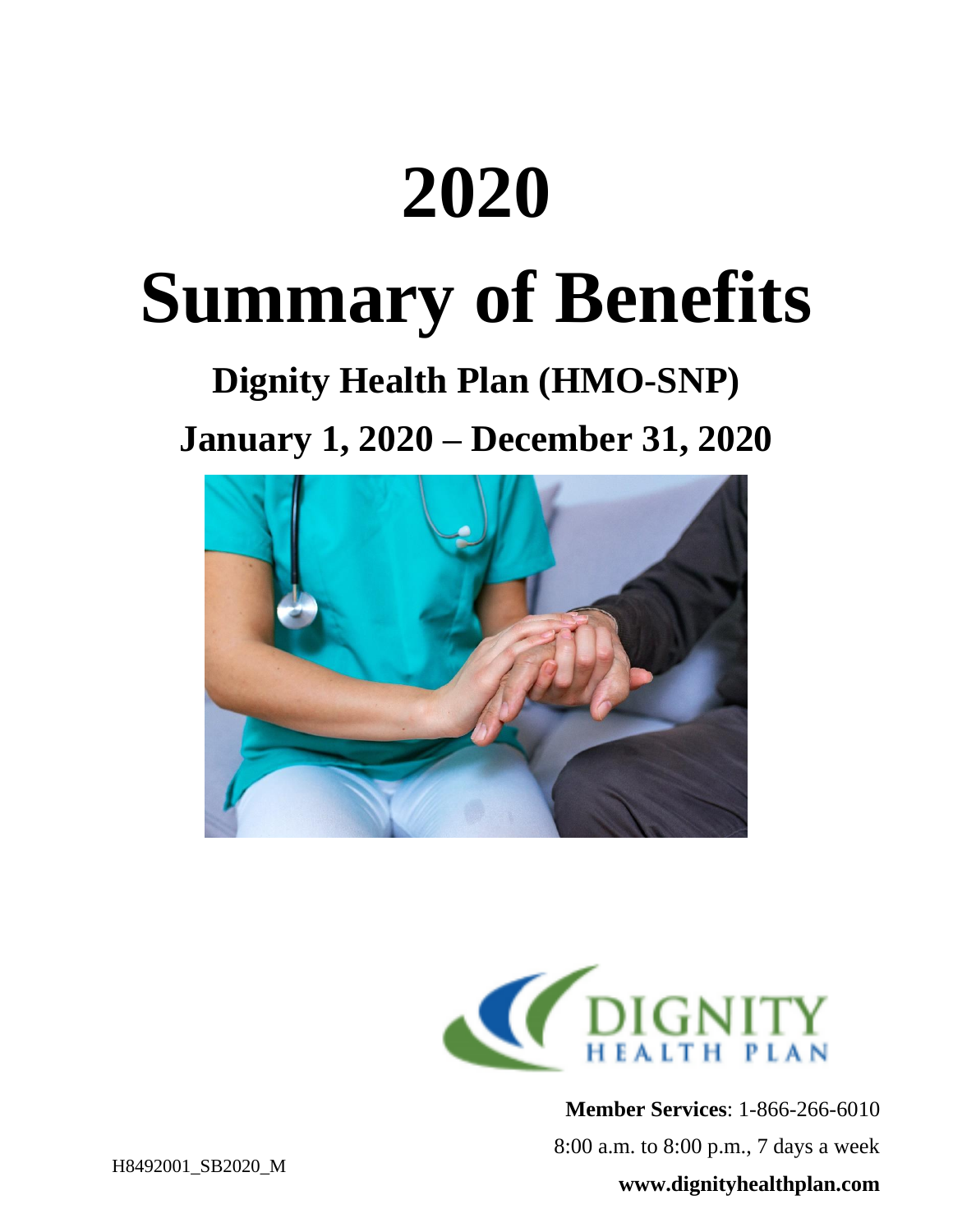# 2020

# Summary of Benefits

## Dignity Health Plan (HMO-SNP)

## January 1, 2020 – December 31, 2020

DIGNITY HEALTH PLAN

**Member Services**: 1-866-266-6010

8:00 a.m. to 8:00 p.m., 7 days a week

**www.dignityhealthplan.com**

H8492001_SB2020_M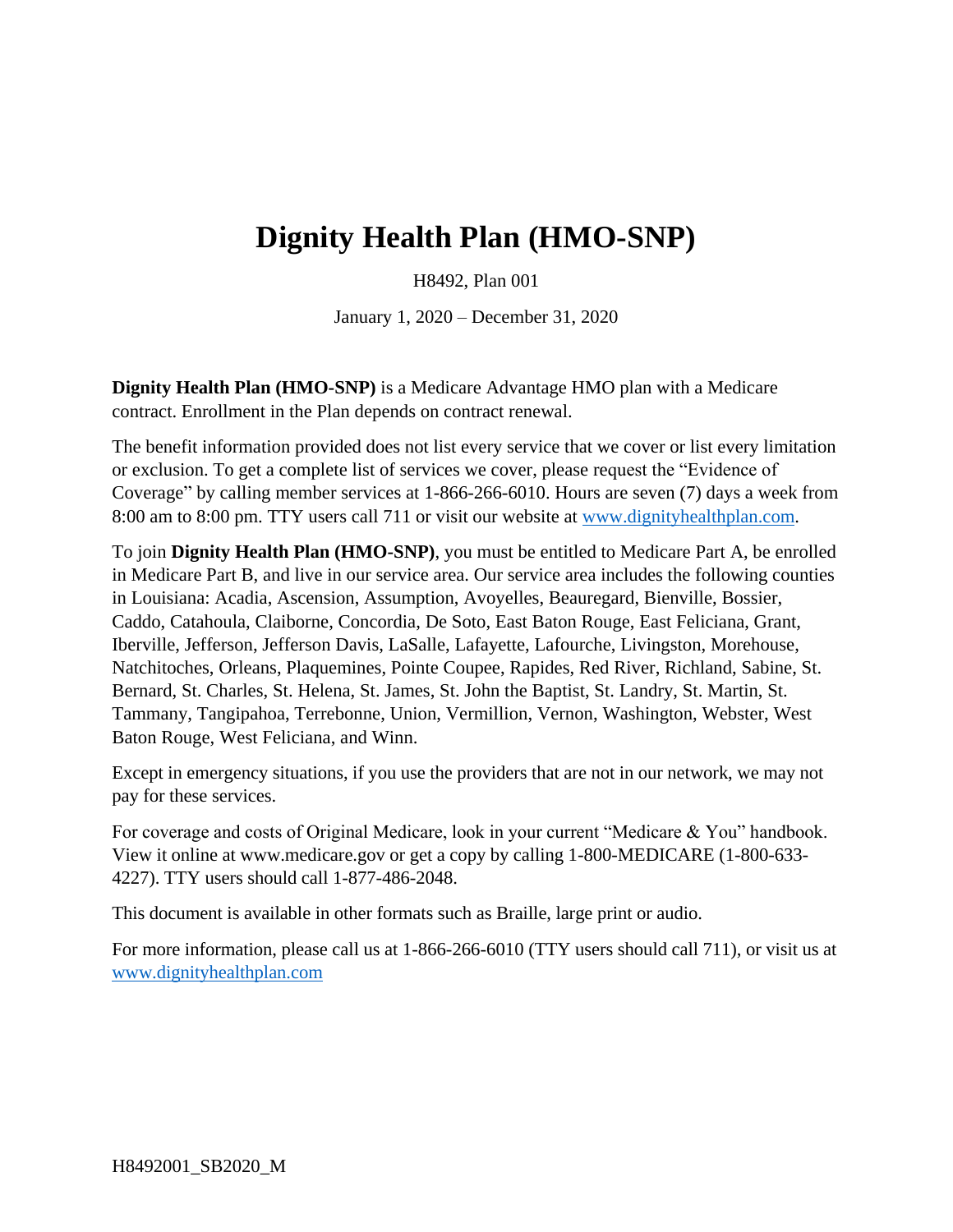# Dignity Health Plan (HMO-SNP)

H8492, Plan 001

January 1, 2020 – December 31, 2020

**Dignity Health Plan (HMO-SNP)** is a Medicare Advantage HMO plan with a Medicare contract. Enrollment in the Plan depends on contract renewal.

The benefit information provided does not list every service that we cover or list every limitation or exclusion. To get a complete list of services we cover, please request the "Evidence of Coverage" by calling member services at 1-866-266-6010. Hours are seven (7) days a week from 8:00 am to 8:00 pm. TTY users call 711 or visit our website at www.dignityhealthplan.com.

To join **Dignity Health Plan (HMO-SNP)**, you must be entitled to Medicare Part A, be enrolled in Medicare Part B, and live in our service area. Our service area includes the following counties in Louisiana: Acadia, Ascension, Assumption, Avoyelles, Beauregard, Bienville, Bossier, Caddo, Catahoula, Claiborne, Concordia, De Soto, East Baton Rouge, East Feliciana, Grant, Iberville, Jefferson, Jefferson Davis, LaSalle, Lafayette, Lafourche, Livingston, Morehouse, Natchitoches, Orleans, Plaquemines, Pointe Coupee, Rapides, Red River, Richland, Sabine, St. Bernard, St. Charles, St. Helena, St. James, St. John the Baptist, St. Landry, St. Martin, St. Tammany, Tangipahoa, Terrebonne, Union, Vermillion, Vernon, Washington, Webster, West Baton Rouge, West Feliciana, and Winn.

Except in emergency situations, if you use the providers that are not in our network, we may not pay for these services.

For coverage and costs of Original Medicare, look in your current "Medicare & You" handbook. View it online at www.medicare.gov or get a copy by calling 1-800-MEDICARE (1-800-633-4227). TTY users should call 1-877-486-2048.

This document is available in other formats such as Braille, large print or audio.

For more information, please call us at 1-866-266-6010 (TTY users should call 711), or visit us at www.dignityhealthplan.com

H8492001_SB2020_M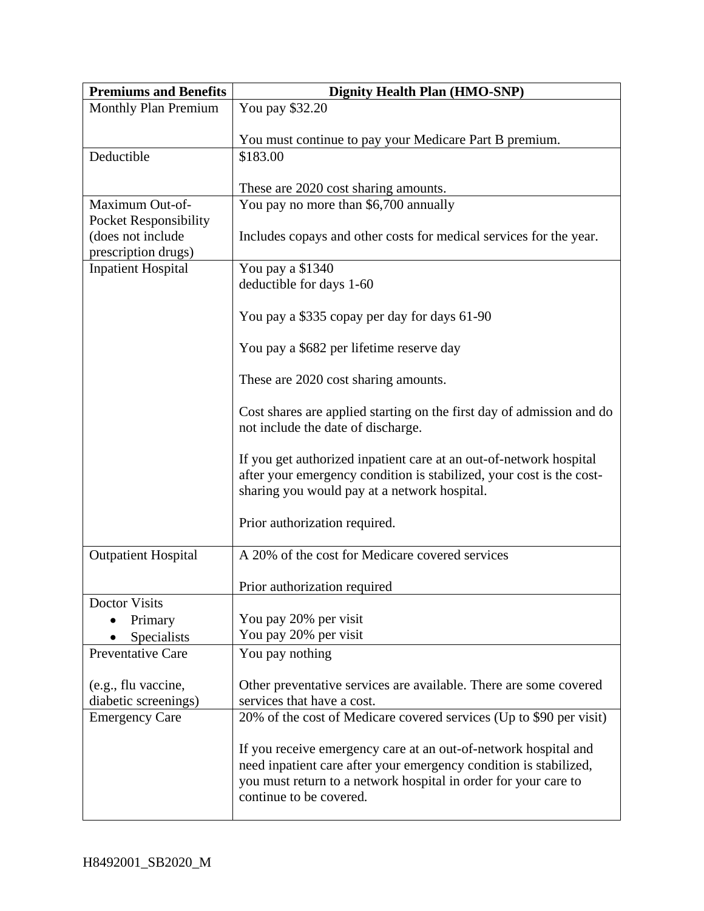| Premiums and Benefits | Dignity Health Plan (HMO-SNP) |
|---|---|
| Monthly Plan Premium | You pay $32.20<br><br>You must continue to pay your Medicare Part B premium. |
| Deductible | $183.00<br><br>These are 2020 cost sharing amounts. |
| Maximum Out-of-Pocket Responsibility (does not include prescription drugs) | You pay no more than $6,700 annually<br><br>Includes copays and other costs for medical services for the year. |
| Inpatient Hospital | You pay a $1340 deductible for days 1-60<br><br>You pay a $335 copay per day for days 61-90<br><br>You pay a $682 per lifetime reserve day<br><br>These are 2020 cost sharing amounts.<br><br>Cost shares are applied starting on the first day of admission and do not include the date of discharge.<br><br>If you get authorized inpatient care at an out-of-network hospital after your emergency condition is stabilized, your cost is the cost-sharing you would pay at a network hospital.<br><br>Prior authorization required. |
| Outpatient Hospital | A 20% of the cost for Medicare covered services<br><br>Prior authorization required |
| Doctor Visits<br>• Primary<br>• Specialists | <br>You pay 20% per visit<br>You pay 20% per visit |
| Preventative Care<br><br>(e.g., flu vaccine, diabetic screenings) | You pay nothing<br><br>Other preventative services are available. There are some covered services that have a cost. |
| Emergency Care | 20% of the cost of Medicare covered services (Up to $90 per visit)<br><br>If you receive emergency care at an out-of-network hospital and need inpatient care after your emergency condition is stabilized, you must return to a network hospital in order for your care to continue to be covered. |

H8492001_SB2020_M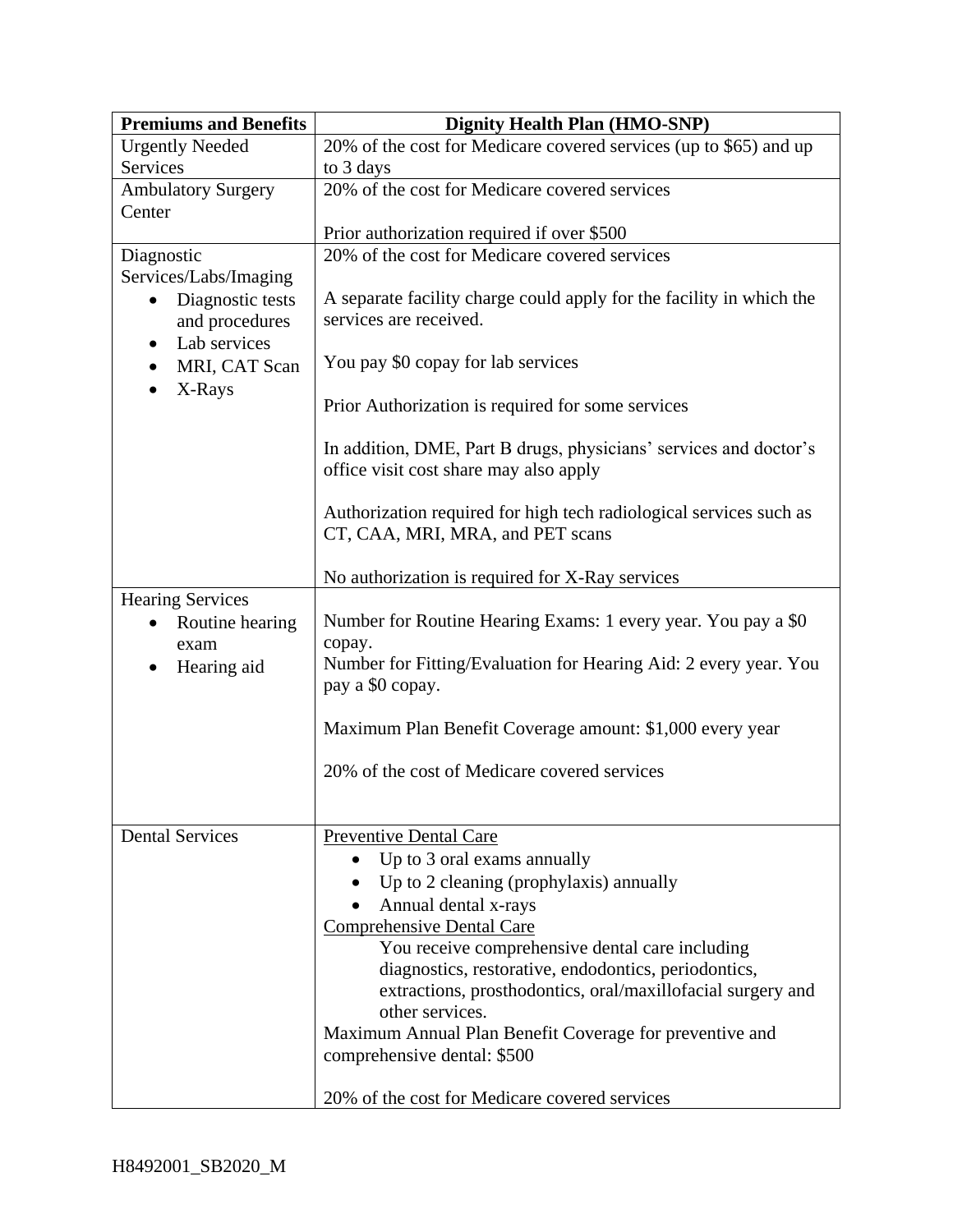| Premiums and Benefits | Dignity Health Plan (HMO-SNP) |
|---|---|
| Urgently Needed Services | 20% of the cost for Medicare covered services (up to $65) and up to 3 days |
| Ambulatory Surgery Center | 20% of the cost for Medicare covered services<br><br>Prior authorization required if over $500 |
| Diagnostic Services/Labs/Imaging<br>• Diagnostic tests and procedures<br>• Lab services<br>• MRI, CAT Scan<br>• X-Rays | 20% of the cost for Medicare covered services<br><br>A separate facility charge could apply for the facility in which the services are received.<br><br>You pay $0 copay for lab services<br><br>Prior Authorization is required for some services<br><br>In addition, DME, Part B drugs, physicians' services and doctor's office visit cost share may also apply<br><br>Authorization required for high tech radiological services such as CT, CAA, MRI, MRA, and PET scans<br><br>No authorization is required for X-Ray services |
| Hearing Services<br>• Routine hearing exam<br>• Hearing aid | Number for Routine Hearing Exams: 1 every year. You pay a $0 copay.<br>Number for Fitting/Evaluation for Hearing Aid: 2 every year. You pay a $0 copay.<br><br>Maximum Plan Benefit Coverage amount: $1,000 every year<br><br>20% of the cost of Medicare covered services |
| Dental Services | Preventive Dental Care<br>• Up to 3 oral exams annually<br>• Up to 2 cleaning (prophylaxis) annually<br>• Annual dental x-rays<br>Comprehensive Dental Care<br>You receive comprehensive dental care including diagnostics, restorative, endodontics, periodontics, extractions, prosthodontics, oral/maxillofacial surgery and other services.<br>Maximum Annual Plan Benefit Coverage for preventive and comprehensive dental: $500<br><br>20% of the cost for Medicare covered services |

H8492001_SB2020_M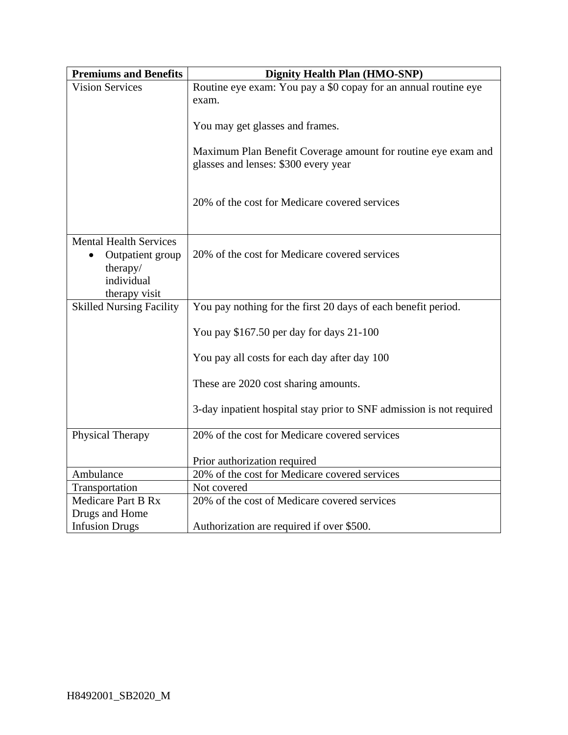| Premiums and Benefits | Dignity Health Plan (HMO-SNP) |
|---|---|
| Vision Services | Routine eye exam: You pay a $0 copay for an annual routine eye exam.<br><br>You may get glasses and frames.<br><br>Maximum Plan Benefit Coverage amount for routine eye exam and glasses and lenses: $300 every year<br><br>20% of the cost for Medicare covered services |
| Mental Health Services<br>• Outpatient group therapy/ individual therapy visit | 20% of the cost for Medicare covered services |
| Skilled Nursing Facility | You pay nothing for the first 20 days of each benefit period.<br><br>You pay $167.50 per day for days 21-100<br><br>You pay all costs for each day after day 100<br><br>These are 2020 cost sharing amounts.<br><br>3-day inpatient hospital stay prior to SNF admission is not required |
| Physical Therapy | 20% of the cost for Medicare covered services<br><br>Prior authorization required |
| Ambulance | 20% of the cost for Medicare covered services |
| Transportation | Not covered |
| Medicare Part B Rx Drugs and Home Infusion Drugs | 20% of the cost of Medicare covered services<br><br>Authorization are required if over $500. |

H8492001_SB2020_M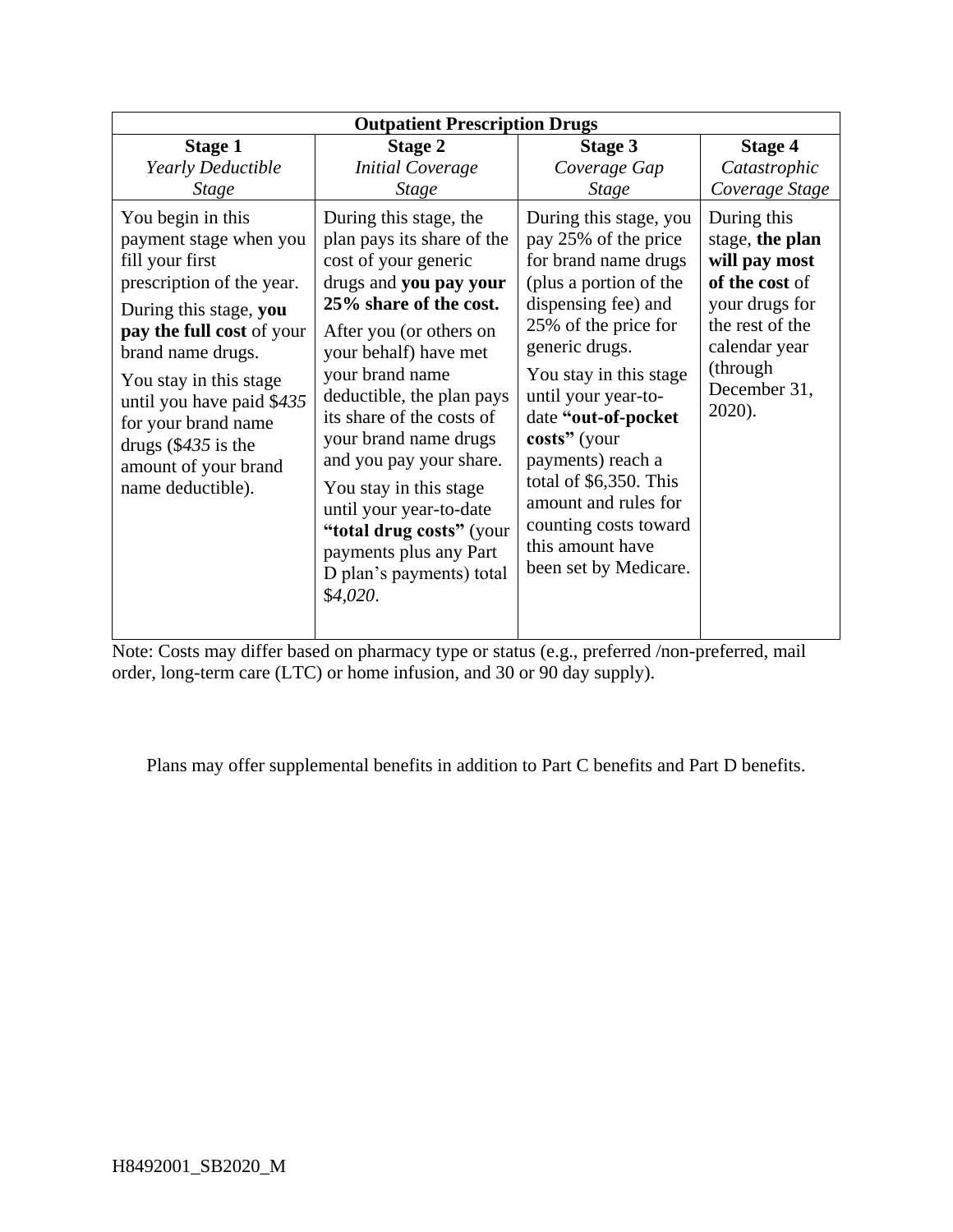| **Outpatient Prescription Drugs** | | | |
|---|---|---|---|
| **Stage 1**<br>*Yearly Deductible Stage* | **Stage 2**<br>*Initial Coverage Stage* | **Stage 3**<br>*Coverage Gap Stage* | **Stage 4**<br>*Catastrophic Coverage Stage* |
| You begin in this payment stage when you fill your first prescription of the year.<br>During this stage, **you pay the full cost** of your brand name drugs.<br>You stay in this stage until you have paid $*435* for your brand name drugs ($*435* is the amount of your brand name deductible). | During this stage, the plan pays its share of the cost of your generic drugs and **you pay your 25% share of the cost.**<br>After you (or others on your behalf) have met your brand name deductible, the plan pays its share of the costs of your brand name drugs and you pay your share.<br>You stay in this stage until your year-to-date **"total drug costs"** (your payments plus any Part D plan's payments) total $*4,020*. | During this stage, you pay 25% of the price for brand name drugs (plus a portion of the dispensing fee) and 25% of the price for generic drugs.<br>You stay in this stage until your year-to-date **"out-of-pocket costs"** (your payments) reach a total of $6,350. This amount and rules for counting costs toward this amount have been set by Medicare. | During this stage, **the plan will pay most of the cost** of your drugs for the rest of the calendar year (through December 31, 2020). |

Note: Costs may differ based on pharmacy type or status (e.g., preferred /non-preferred, mail order, long-term care (LTC) or home infusion, and 30 or 90 day supply).

Plans may offer supplemental benefits in addition to Part C benefits and Part D benefits.

H8492001_SB2020_M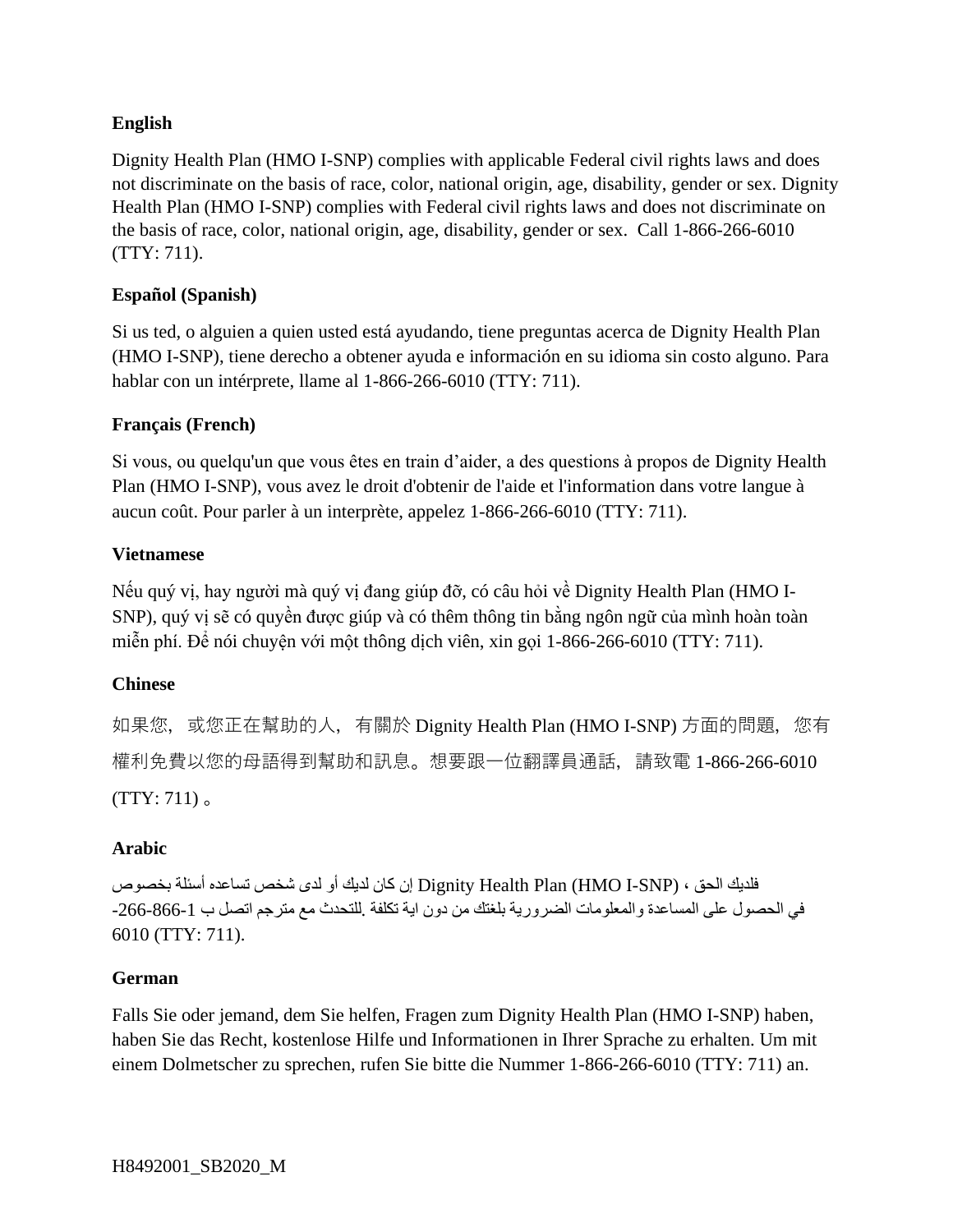**English**

Dignity Health Plan (HMO I-SNP) complies with applicable Federal civil rights laws and does not discriminate on the basis of race, color, national origin, age, disability, gender or sex. Dignity Health Plan (HMO I-SNP) complies with Federal civil rights laws and does not discriminate on the basis of race, color, national origin, age, disability, gender or sex. Call 1-866-266-6010 (TTY: 711).

**Español (Spanish)**

Si us ted, o alguien a quien usted está ayudando, tiene preguntas acerca de Dignity Health Plan (HMO I-SNP), tiene derecho a obtener ayuda e información en su idioma sin costo alguno. Para hablar con un intérprete, llame al 1-866-266-6010 (TTY: 711).

**Français (French)**

Si vous, ou quelqu'un que vous êtes en train d'aider, a des questions à propos de Dignity Health Plan (HMO I-SNP), vous avez le droit d'obtenir de l'aide et l'information dans votre langue à aucun coût. Pour parler à un interprète, appelez 1-866-266-6010 (TTY: 711).

**Vietnamese**

Nếu quý vị, hay người mà quý vị đang giúp đỡ, có câu hỏi về Dignity Health Plan (HMO I-SNP), quý vị sẽ có quyền được giúp và có thêm thông tin bằng ngôn ngữ của mình hoàn toàn miễn phí. Để nói chuyện với một thông dịch viên, xin gọi 1-866-266-6010 (TTY: 711).

**Chinese**

如果您，或您正在幫助的人，有關於 Dignity Health Plan (HMO I-SNP) 方面的問題，您有權利免費以您的母語得到幫助和訊息。想要跟一位翻譯員通話，請致電 1-866-266-6010 (TTY: 711)。

**Arabic**

إن كان لديك أو لدى شخص تساعده أسئلة بخصوص Dignity Health Plan (HMO I-SNP)، فلديك الحق في الحصول على المساعدة والمعلومات الضرورية بلغتك من دون اية تكلفة .للتحدث مع مترجم اتصل ب 1-866-266-6010 (TTY: 711).

**German**

Falls Sie oder jemand, dem Sie helfen, Fragen zum Dignity Health Plan (HMO I-SNP) haben, haben Sie das Recht, kostenlose Hilfe und Informationen in Ihrer Sprache zu erhalten. Um mit einem Dolmetscher zu sprechen, rufen Sie bitte die Nummer 1-866-266-6010 (TTY: 711) an.

H8492001_SB2020_M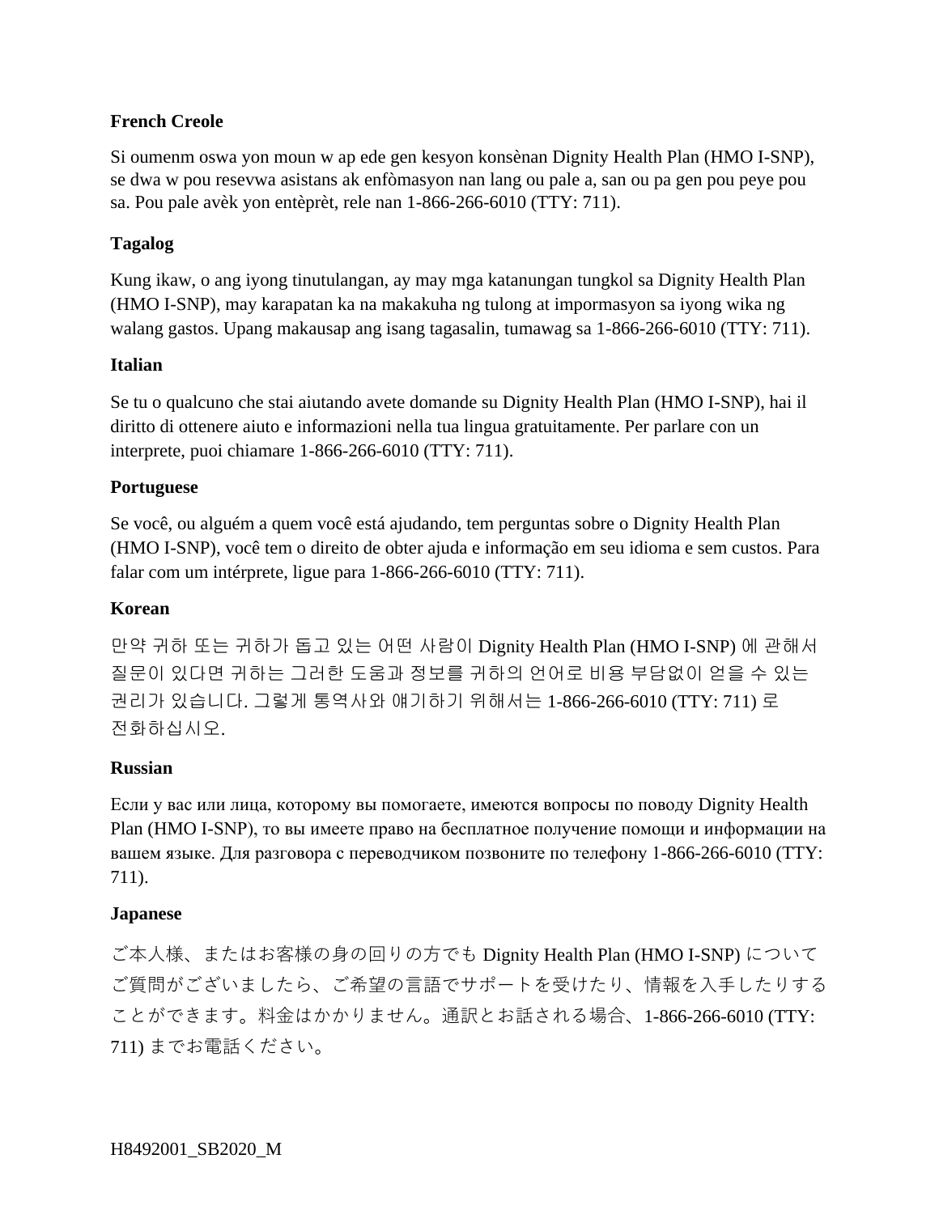**French Creole**

Si oumenm oswa yon moun w ap ede gen kesyon konsènan Dignity Health Plan (HMO I-SNP), se dwa w pou resevwa asistans ak enfòmasyon nan lang ou pale a, san ou pa gen pou peye pou sa. Pou pale avèk yon entèprèt, rele nan 1-866-266-6010 (TTY: 711).

**Tagalog**

Kung ikaw, o ang iyong tinutulangan, ay may mga katanungan tungkol sa Dignity Health Plan (HMO I-SNP), may karapatan ka na makakuha ng tulong at impormasyon sa iyong wika ng walang gastos. Upang makausap ang isang tagasalin, tumawag sa 1-866-266-6010 (TTY: 711).

**Italian**

Se tu o qualcuno che stai aiutando avete domande su Dignity Health Plan (HMO I-SNP), hai il diritto di ottenere aiuto e informazioni nella tua lingua gratuitamente. Per parlare con un interprete, puoi chiamare 1-866-266-6010 (TTY: 711).

**Portuguese**

Se você, ou alguém a quem você está ajudando, tem perguntas sobre o Dignity Health Plan (HMO I-SNP), você tem o direito de obter ajuda e informação em seu idioma e sem custos. Para falar com um intérprete, ligue para 1-866-266-6010 (TTY: 711).

**Korean**

만약 귀하 또는 귀하가 돕고 있는 어떤 사람이 Dignity Health Plan (HMO I-SNP) 에 관해서 질문이 있다면 귀하는 그러한 도움과 정보를 귀하의 언어로 비용 부담없이 얻을 수 있는 권리가 있습니다. 그렇게 통역사와 얘기하기 위해서는 1-866-266-6010 (TTY: 711) 로 전화하십시오.

**Russian**

Если у вас или лица, которому вы помогаете, имеются вопросы по поводу Dignity Health Plan (HMO I-SNP), то вы имеете право на бесплатное получение помощи и информации на вашем языке. Для разговора с переводчиком позвоните по телефону 1-866-266-6010 (TTY: 711).

**Japanese**

ご本人様、またはお客様の身の回りの方でも Dignity Health Plan (HMO I-SNP) についてご質問がございましたら、ご希望の言語でサポートを受けたり、情報を入手したりすることができます。料金はかかりません。通訳とお話される場合、1-866-266-6010 (TTY: 711) までお電話ください。

H8492001_SB2020_M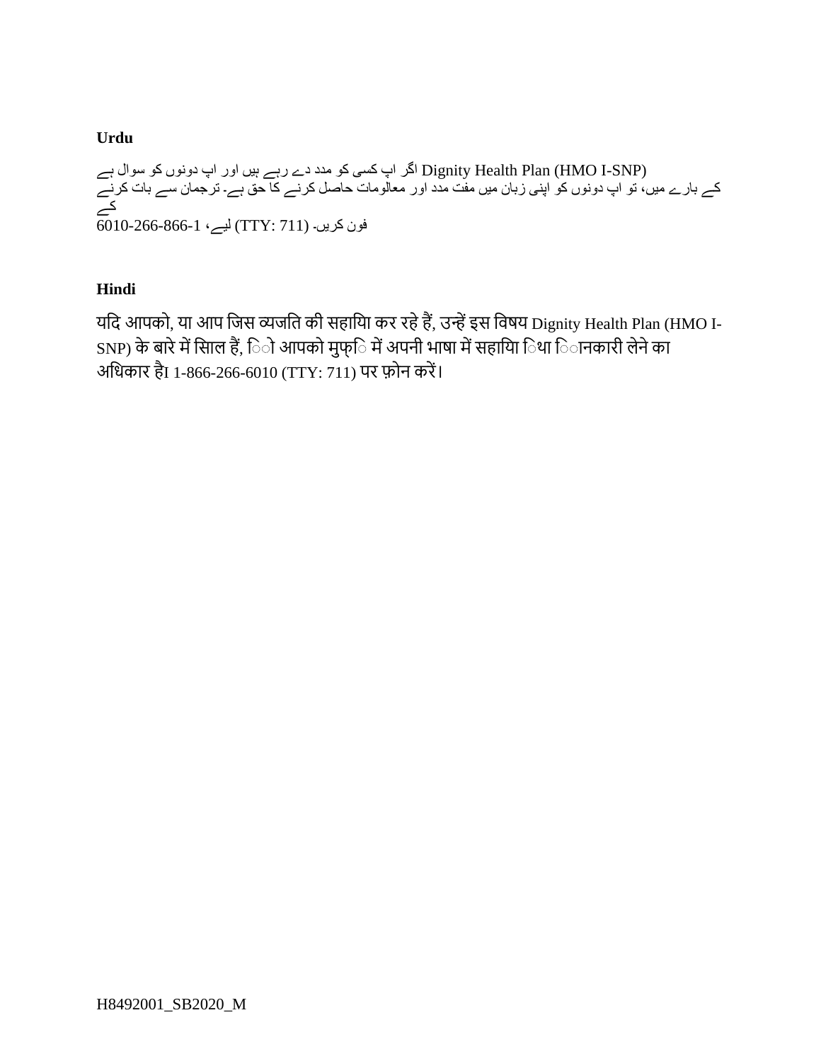**Urdu**

اگر اپ کسی کو مدد دے رہے ہیں اور اپ دونوں کو سوال ہے Dignity Health Plan (HMO I-SNP) کے بارے میں، تو اپ دونوں کو اپنی زبان میں مفت مدد اور معالومات حاصل کرنے کا حق ہے۔ ترجمان سے بات کرنے کے لیے، 1-866-266-6010 (TTY: 711) فون کریں۔

**Hindi**

यदि आपको, या आप जिस व्यजति की सहायिा कर रहे हैं, उन्हें इस विषय Dignity Health Plan (HMO I-SNP) के बारे में सिाल हैं, िो आपको मुफ्ि में अपनी भाषा में सहायिा िथा िानकारी लेने का अधिकार हैI 1-866-266-6010 (TTY: 711) पर फ़ोन करें।

H8492001_SB2020_M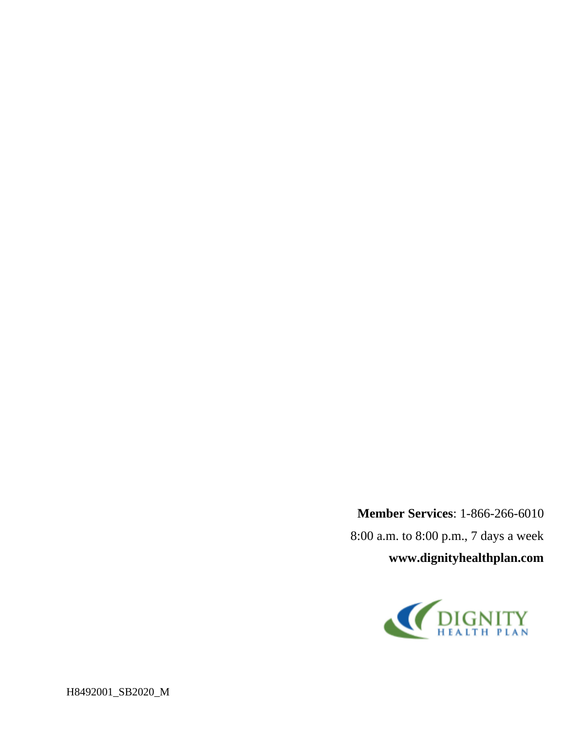**Member Services**: 1-866-266-6010

8:00 a.m. to 8:00 p.m., 7 days a week

**www.dignityhealthplan.com**

DIGNITY HEALTH PLAN

H8492001_SB2020_M